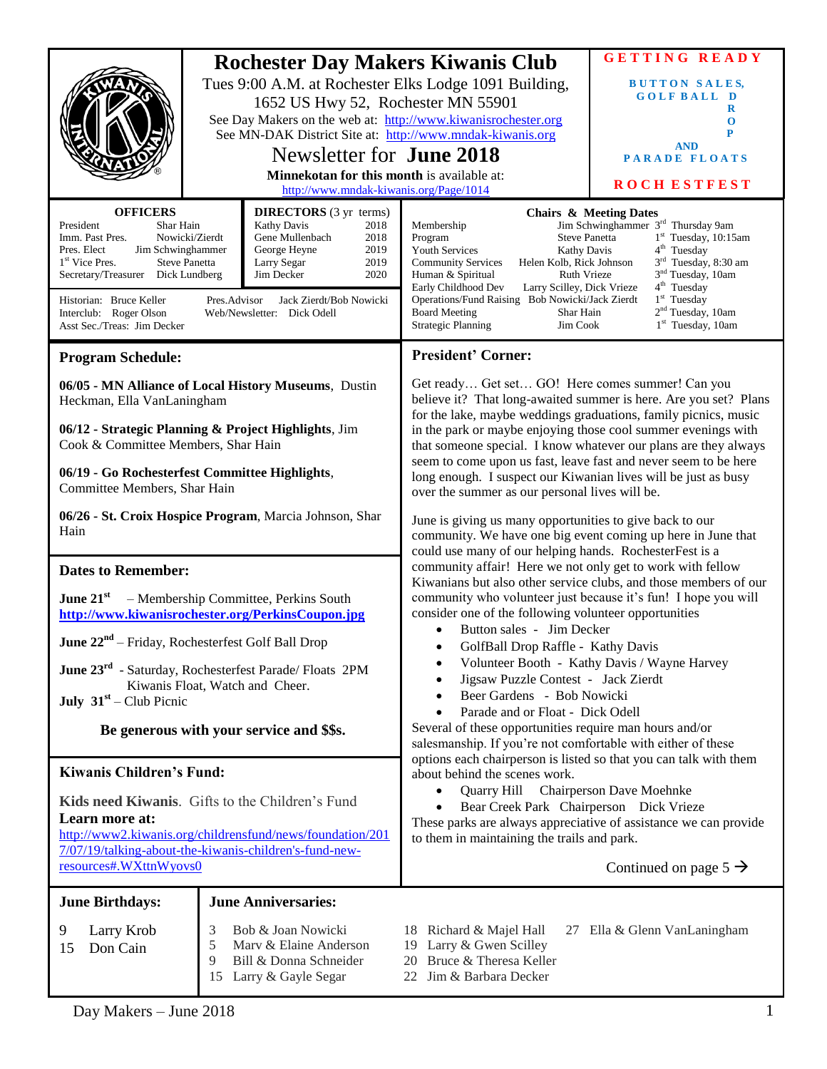# Rochester Day Makers Kiwanis Club

Tues 9:00 A.M. at Rochester Elks Lodge 1091 Building, 1652 US Hwy 52, Rochester MN 55901

See Day Makers on the web at: http://www.kiwanisrochester.org

See MN-DAK District Site at: http://www.mndak-kiwanis.org

## Newsletter for June 2018

**Minnekotan for this month** is available at: http://www.mndak-kiwanis.org/Page/1014

**GETTING READY**

**BUTTON SALES, GOLF BALL DROP AND PARADE FLOATS**

**ROCHESTFEST**

### OFFICERS

| | |
|---|---|
| President | Shar Hain |
| Imm. Past Pres. | Nowicki/Zierdt |
| Pres. Elect | Jim Schwinghammer |
| 1st Vice Pres. | Steve Panetta |
| Secretary/Treasurer | Dick Lundberg |

### DIRECTORS (3 yr terms)

| | |
|---|---|
| Kathy Davis | 2018 |
| Gene Mullenbach | 2018 |
| George Heyne | 2019 |
| Larry Segar | 2019 |
| Jim Decker | 2020 |

Historian: Bruce Keller
Interclub: Roger Olson
Asst Sec./Treas: Jim Decker
Pres.Advisor: Jack Zierdt/Bob Nowicki
Web/Newsletter: Dick Odell

### Chairs & Meeting Dates

| | | |
|---|---|---|
| Membership | Jim Schwinghammer | 3rd Thursday 9am |
| Program | Steve Panetta | 1st Tuesday, 10:15am |
| Youth Services | Kathy Davis | 4th Tuesday |
| Community Services | Helen Kolb, Rick Johnson | 3rd Tuesday, 8:30 am |
| Human & Spiritual | Ruth Vrieze | 3nd Tuesday, 10am |
| Early Childhood Dev | Larry Scilley, Dick Vrieze | 4th Tuesday |
| Operations/Fund Raising | Bob Nowicki/Jack Zierdt | 1st Tuesday |
| Board Meeting | Shar Hain | 2nd Tuesday, 10am |
| Strategic Planning | Jim Cook | 1st Tuesday, 10am |

## Program Schedule:

**06/05 - MN Alliance of Local History Museums**, Dustin Heckman, Ella VanLaningham

**06/12 - Strategic Planning & Project Highlights**, Jim Cook & Committee Members, Shar Hain

**06/19 - Go Rochesterfest Committee Highlights**, Committee Members, Shar Hain

**06/26 - St. Croix Hospice Program**, Marcia Johnson, Shar Hain

## Dates to Remember:

**June 21st** – Membership Committee, Perkins South **http://www.kiwanisrochester.org/PerkinsCoupon.jpg**

**June 22nd** – Friday, Rochesterfest Golf Ball Drop

**June 23rd** - Saturday, Rochesterfest Parade/ Floats 2PM Kiwanis Float, Watch and Cheer.

**July 31st** – Club Picnic

**Be generous with your service and $$s.**

## Kiwanis Children's Fund:

**Kids need Kiwanis**. Gifts to the Children's Fund

**Learn more at:** http://www2.kiwanis.org/childrensfund/news/foundation/2017/07/19/talking-about-the-kiwanis-children's-fund-new-resources#.WXttnWyovs0

## President' Corner:

Get ready… Get set… GO! Here comes summer! Can you believe it? That long-awaited summer is here. Are you set? Plans for the lake, maybe weddings graduations, family picnics, music in the park or maybe enjoying those cool summer evenings with that someone special. I know whatever our plans are they always seem to come upon us fast, leave fast and never seem to be here long enough. I suspect our Kiwanian lives will be just as busy over the summer as our personal lives will be.

June is giving us many opportunities to give back to our community. We have one big event coming up here in June that could use many of our helping hands. RochesterFest is a community affair! Here we not only get to work with fellow Kiwanians but also other service clubs, and those members of our community who volunteer just because it's fun! I hope you will consider one of the following volunteer opportunities

- Button sales - Jim Decker
- GolfBall Drop Raffle - Kathy Davis
- Volunteer Booth - Kathy Davis / Wayne Harvey
- Jigsaw Puzzle Contest - Jack Zierdt
- Beer Gardens - Bob Nowicki
- Parade and or Float - Dick Odell

Several of these opportunities require man hours and/or salesmanship. If you're not comfortable with either of these options each chairperson is listed so that you can talk with them about behind the scenes work.

- Quarry Hill Chairperson Dave Moehnke
- Bear Creek Park Chairperson Dick Vrieze

These parks are always appreciative of assistance we can provide to them in maintaining the trails and park.

Continued on page 5 →

## June Birthdays:

9 Larry Krob
15 Don Cain

## June Anniversaries:

3 Bob & Joan Nowicki
5 Marv & Elaine Anderson
9 Bill & Donna Schneider
15 Larry & Gayle Segar
18 Richard & Majel Hall
19 Larry & Gwen Scilley
20 Bruce & Theresa Keller
22 Jim & Barbara Decker
27 Ella & Glenn VanLaningham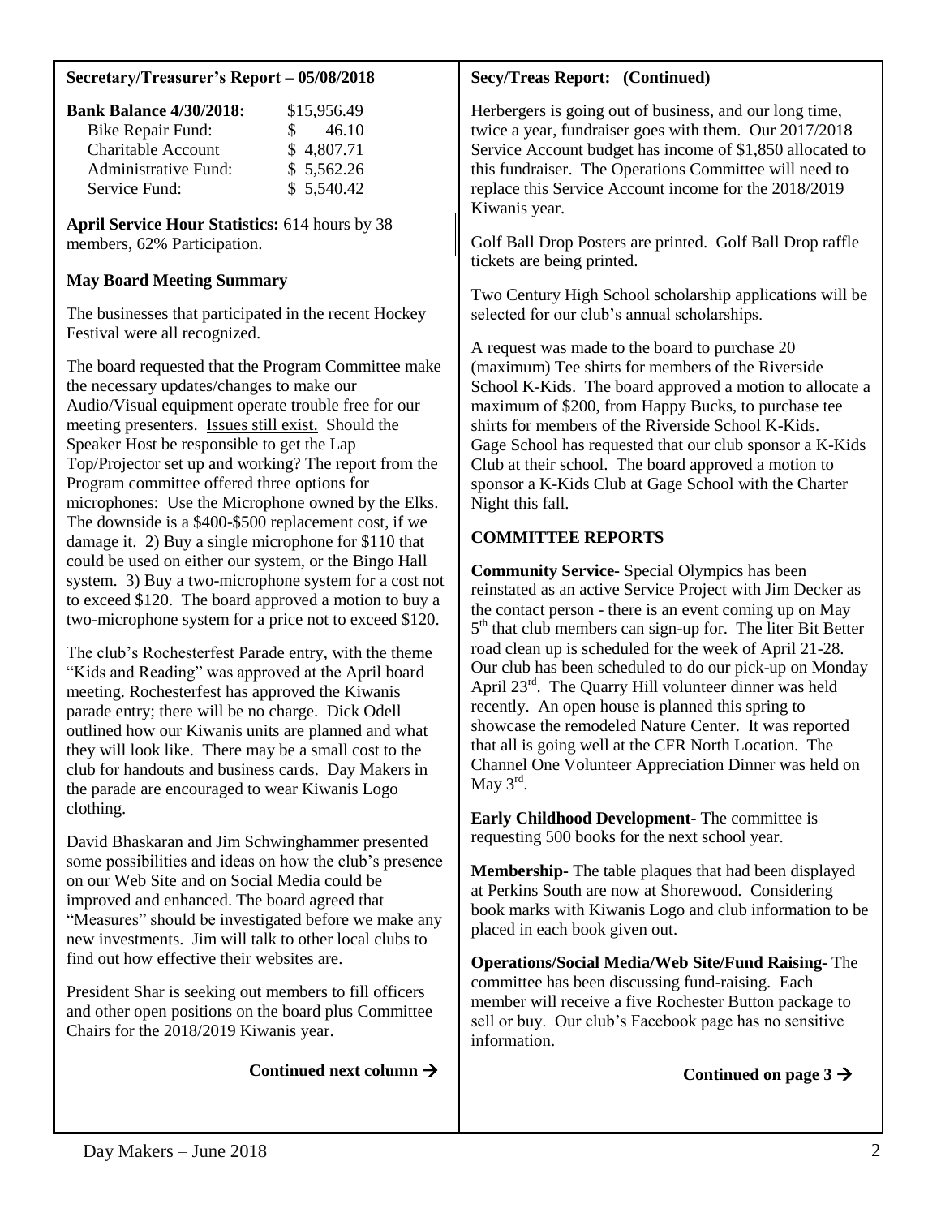## Secretary/Treasurer's Report – 05/08/2018

| **Bank Balance 4/30/2018:** | $15,956.49 |
|---|---|
| Bike Repair Fund: | $ 46.10 |
| Charitable Account | $ 4,807.71 |
| Administrative Fund: | $ 5,562.26 |
| Service Fund: | $ 5,540.42 |

**April Service Hour Statistics:** 614 hours by 38 members, 62% Participation.

### May Board Meeting Summary

The businesses that participated in the recent Hockey Festival were all recognized.

The board requested that the Program Committee make the necessary updates/changes to make our Audio/Visual equipment operate trouble free for our meeting presenters. Issues still exist. Should the Speaker Host be responsible to get the Lap Top/Projector set up and working? The report from the Program committee offered three options for microphones: Use the Microphone owned by the Elks. The downside is a $400-$500 replacement cost, if we damage it. 2) Buy a single microphone for $110 that could be used on either our system, or the Bingo Hall system. 3) Buy a two-microphone system for a cost not to exceed $120. The board approved a motion to buy a two-microphone system for a price not to exceed $120.

The club's Rochesterfest Parade entry, with the theme "Kids and Reading" was approved at the April board meeting. Rochesterfest has approved the Kiwanis parade entry; there will be no charge. Dick Odell outlined how our Kiwanis units are planned and what they will look like. There may be a small cost to the club for handouts and business cards. Day Makers in the parade are encouraged to wear Kiwanis Logo clothing.

David Bhaskaran and Jim Schwinghammer presented some possibilities and ideas on how the club's presence on our Web Site and on Social Media could be improved and enhanced. The board agreed that "Measures" should be investigated before we make any new investments. Jim will talk to other local clubs to find out how effective their websites are.

President Shar is seeking out members to fill officers and other open positions on the board plus Committee Chairs for the 2018/2019 Kiwanis year.

**Continued next column →**

### Secy/Treas Report: (Continued)

Herbergers is going out of business, and our long time, twice a year, fundraiser goes with them. Our 2017/2018 Service Account budget has income of $1,850 allocated to this fundraiser. The Operations Committee will need to replace this Service Account income for the 2018/2019 Kiwanis year.

Golf Ball Drop Posters are printed. Golf Ball Drop raffle tickets are being printed.

Two Century High School scholarship applications will be selected for our club's annual scholarships.

A request was made to the board to purchase 20 (maximum) Tee shirts for members of the Riverside School K-Kids. The board approved a motion to allocate a maximum of $200, from Happy Bucks, to purchase tee shirts for members of the Riverside School K-Kids. Gage School has requested that our club sponsor a K-Kids Club at their school. The board approved a motion to sponsor a K-Kids Club at Gage School with the Charter Night this fall.

### COMMITTEE REPORTS

**Community Service-** Special Olympics has been reinstated as an active Service Project with Jim Decker as the contact person - there is an event coming up on May 5th that club members can sign-up for. The liter Bit Better road clean up is scheduled for the week of April 21-28. Our club has been scheduled to do our pick-up on Monday April 23rd. The Quarry Hill volunteer dinner was held recently. An open house is planned this spring to showcase the remodeled Nature Center. It was reported that all is going well at the CFR North Location. The Channel One Volunteer Appreciation Dinner was held on May 3rd.

**Early Childhood Development-** The committee is requesting 500 books for the next school year.

**Membership-** The table plaques that had been displayed at Perkins South are now at Shorewood. Considering book marks with Kiwanis Logo and club information to be placed in each book given out.

**Operations/Social Media/Web Site/Fund Raising-** The committee has been discussing fund-raising. Each member will receive a five Rochester Button package to sell or buy. Our club's Facebook page has no sensitive information.

**Continued on page 3 →**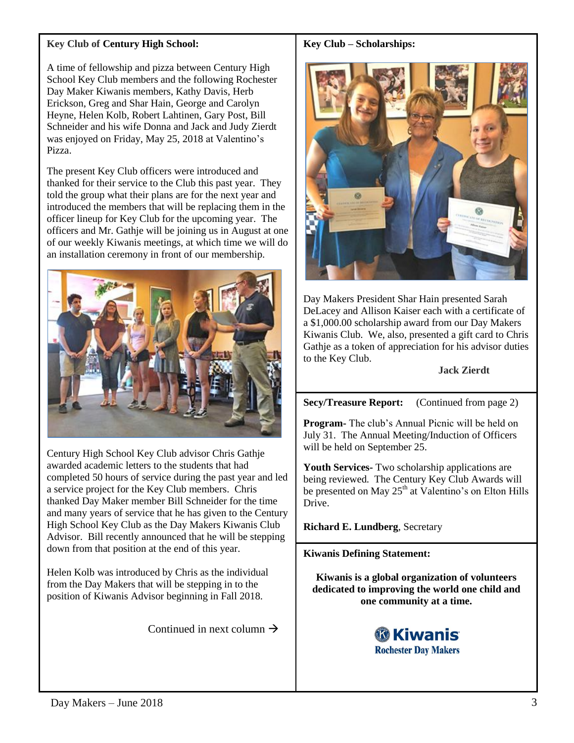### Key Club of Century High School:

A time of fellowship and pizza between Century High School Key Club members and the following Rochester Day Maker Kiwanis members, Kathy Davis, Herb Erickson, Greg and Shar Hain, George and Carolyn Heyne, Helen Kolb, Robert Lahtinen, Gary Post, Bill Schneider and his wife Donna and Jack and Judy Zierdt was enjoyed on Friday, May 25, 2018 at Valentino's Pizza.

The present Key Club officers were introduced and thanked for their service to the Club this past year. They told the group what their plans are for the next year and introduced the members that will be replacing them in the officer lineup for Key Club for the upcoming year. The officers and Mr. Gathje will be joining us in August at one of our weekly Kiwanis meetings, at which time we will do an installation ceremony in front of our membership.

Century High School Key Club advisor Chris Gathje awarded academic letters to the students that had completed 50 hours of service during the past year and led a service project for the Key Club members. Chris thanked Day Maker member Bill Schneider for the time and many years of service that he has given to the Century High School Key Club as the Day Makers Kiwanis Club Advisor. Bill recently announced that he will be stepping down from that position at the end of this year.

Helen Kolb was introduced by Chris as the individual from the Day Makers that will be stepping in to the position of Kiwanis Advisor beginning in Fall 2018.

Continued in next column →

### Key Club – Scholarships:

Day Makers President Shar Hain presented Sarah DeLacey and Allison Kaiser each with a certificate of a $1,000.00 scholarship award from our Day Makers Kiwanis Club. We, also, presented a gift card to Chris Gathje as a token of appreciation for his advisor duties to the Key Club.

**Jack Zierdt**

### Secy/Treasure Report: (Continued from page 2)

**Program-** The club's Annual Picnic will be held on July 31. The Annual Meeting/Induction of Officers will be held on September 25.

**Youth Services-** Two scholarship applications are being reviewed. The Century Key Club Awards will be presented on May 25th at Valentino's on Elton Hills Drive.

**Richard E. Lundberg**, Secretary

### Kiwanis Defining Statement:

**Kiwanis is a global organization of volunteers dedicated to improving the world one child and one community at a time.**

**Kiwanis**
**Rochester Day Makers**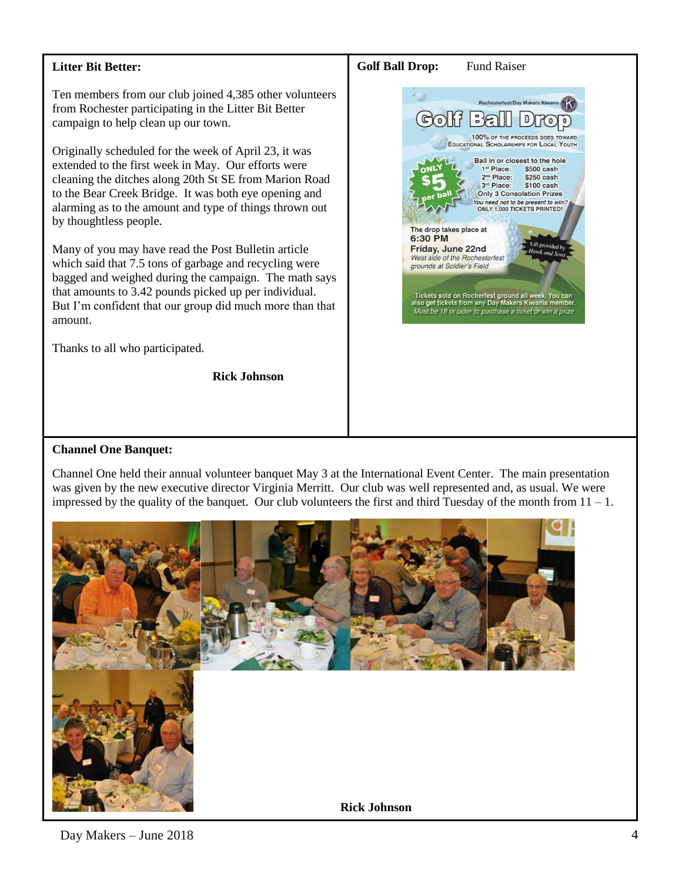**Litter Bit Better:**

Ten members from our club joined 4,385 other volunteers from Rochester participating in the Litter Bit Better campaign to help clean up our town.

Originally scheduled for the week of April 23, it was extended to the first week in May. Our efforts were cleaning the ditches along 20th St SE from Marion Road to the Bear Creek Bridge. It was both eye opening and alarming as to the amount and type of things thrown out by thoughtless people.

Many of you may have read the Post Bulletin article which said that 7.5 tons of garbage and recycling were bagged and weighed during the campaign. The math says that amounts to 3.42 pounds picked up per individual. But I'm confident that our group did much more than that amount.

Thanks to all who participated.

**Rick Johnson**

**Golf Ball Drop:** Fund Raiser

Rochesterfest/Day Makers Kiwanis

Golf Ball Drop

100% of the proceeds goes toward Educational Scholarships for Local Youth

ONLY $5 per ball

Ball in or closest to the hole

1st Place: $500 cash

2nd Place: $250 cash

3rd Place: $100 cash

Only 3 Consolation Prizes

*You need not to be present to win!!*

ONLY 1,000 TICKETS PRINTED!

The drop takes place at 6:30 PM Friday, June 22nd

*West side of the Rochesterfest grounds at Soldier's Field*

*Lift provided by Hawk and Sons*

Tickets sold on Rocherfest ground all week. You can also get tickets from any Day Makers Kiwanis member.

*Must be 18 or older to purchase a ticket or win a prize*

**Channel One Banquet:**

Channel One held their annual volunteer banquet May 3 at the International Event Center. The main presentation was given by the new executive director Virginia Merritt. Our club was well represented and, as usual. We were impressed by the quality of the banquet. Our club volunteers the first and third Tuesday of the month from 11 – 1.

**Rick Johnson**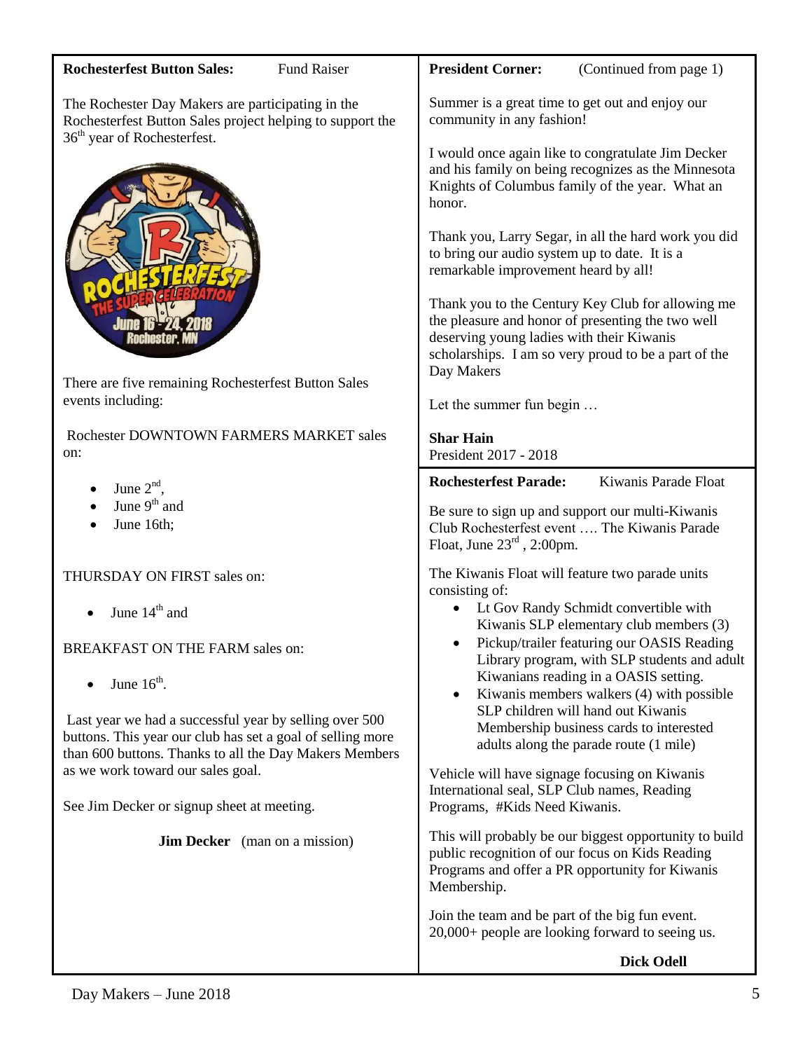**Rochesterfest Button Sales:** Fund Raiser

The Rochester Day Makers are participating in the Rochesterfest Button Sales project helping to support the 36th year of Rochesterfest.

There are five remaining Rochesterfest Button Sales events including:

Rochester DOWNTOWN FARMERS MARKET sales on:

- June 2nd,
- June 9th and
- June 16th;

THURSDAY ON FIRST sales on:

- June 14th and

BREAKFAST ON THE FARM sales on:

- June 16th.

Last year we had a successful year by selling over 500 buttons. This year our club has set a goal of selling more than 600 buttons. Thanks to all the Day Makers Members as we work toward our sales goal.

See Jim Decker or signup sheet at meeting.

**Jim Decker** (man on a mission)

**President Corner:** (Continued from page 1)

Summer is a great time to get out and enjoy our community in any fashion!

I would once again like to congratulate Jim Decker and his family on being recognizes as the Minnesota Knights of Columbus family of the year. What an honor.

Thank you, Larry Segar, in all the hard work you did to bring our audio system up to date. It is a remarkable improvement heard by all!

Thank you to the Century Key Club for allowing me the pleasure and honor of presenting the two well deserving young ladies with their Kiwanis scholarships. I am so very proud to be a part of the Day Makers

Let the summer fun begin …

**Shar Hain**
President 2017 - 2018

**Rochesterfest Parade:** Kiwanis Parade Float

Be sure to sign up and support our multi-Kiwanis Club Rochesterfest event …. The Kiwanis Parade Float, June 23rd , 2:00pm.

The Kiwanis Float will feature two parade units consisting of:

- Lt Gov Randy Schmidt convertible with Kiwanis SLP elementary club members (3)
- Pickup/trailer featuring our OASIS Reading Library program, with SLP students and adult Kiwanians reading in a OASIS setting.
- Kiwanis members walkers (4) with possible SLP children will hand out Kiwanis Membership business cards to interested adults along the parade route (1 mile)

Vehicle will have signage focusing on Kiwanis International seal, SLP Club names, Reading Programs, #Kids Need Kiwanis.

This will probably be our biggest opportunity to build public recognition of our focus on Kids Reading Programs and offer a PR opportunity for Kiwanis Membership.

Join the team and be part of the big fun event. 20,000+ people are looking forward to seeing us.

**Dick Odell**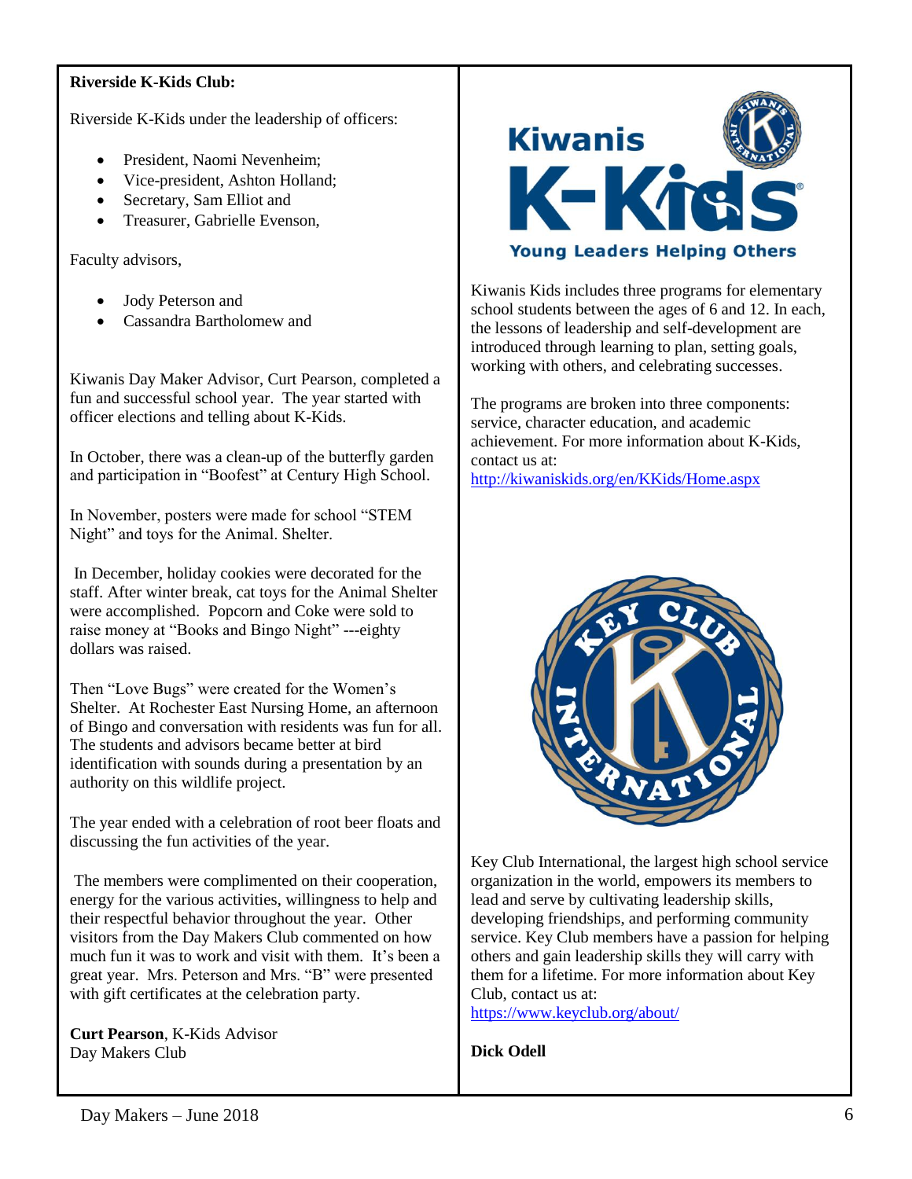**Riverside K-Kids Club:**

Riverside K-Kids under the leadership of officers:

- President, Naomi Nevenheim;
- Vice-president, Ashton Holland;
- Secretary, Sam Elliot and
- Treasurer, Gabrielle Evenson,

Faculty advisors,

- Jody Peterson and
- Cassandra Bartholomew and

Kiwanis Day Maker Advisor, Curt Pearson, completed a fun and successful school year. The year started with officer elections and telling about K-Kids.

In October, there was a clean-up of the butterfly garden and participation in "Boofest" at Century High School.

In November, posters were made for school "STEM Night" and toys for the Animal. Shelter.

In December, holiday cookies were decorated for the staff. After winter break, cat toys for the Animal Shelter were accomplished. Popcorn and Coke were sold to raise money at "Books and Bingo Night" ---eighty dollars was raised.

Then "Love Bugs" were created for the Women's Shelter. At Rochester East Nursing Home, an afternoon of Bingo and conversation with residents was fun for all. The students and advisors became better at bird identification with sounds during a presentation by an authority on this wildlife project.

The year ended with a celebration of root beer floats and discussing the fun activities of the year.

The members were complimented on their cooperation, energy for the various activities, willingness to help and their respectful behavior throughout the year. Other visitors from the Day Makers Club commented on how much fun it was to work and visit with them. It's been a great year. Mrs. Peterson and Mrs. "B" were presented with gift certificates at the celebration party.

**Curt Pearson**, K-Kids Advisor
Day Makers Club

Kiwanis K-Kids
Young Leaders Helping Others

Kiwanis Kids includes three programs for elementary school students between the ages of 6 and 12. In each, the lessons of leadership and self-development are introduced through learning to plan, setting goals, working with others, and celebrating successes.

The programs are broken into three components: service, character education, and academic achievement. For more information about K-Kids, contact us at:
http://kiwaniskids.org/en/KKids/Home.aspx

Key Club International, the largest high school service organization in the world, empowers its members to lead and serve by cultivating leadership skills, developing friendships, and performing community service. Key Club members have a passion for helping others and gain leadership skills they will carry with them for a lifetime. For more information about Key Club, contact us at:
https://www.keyclub.org/about/

**Dick Odell**